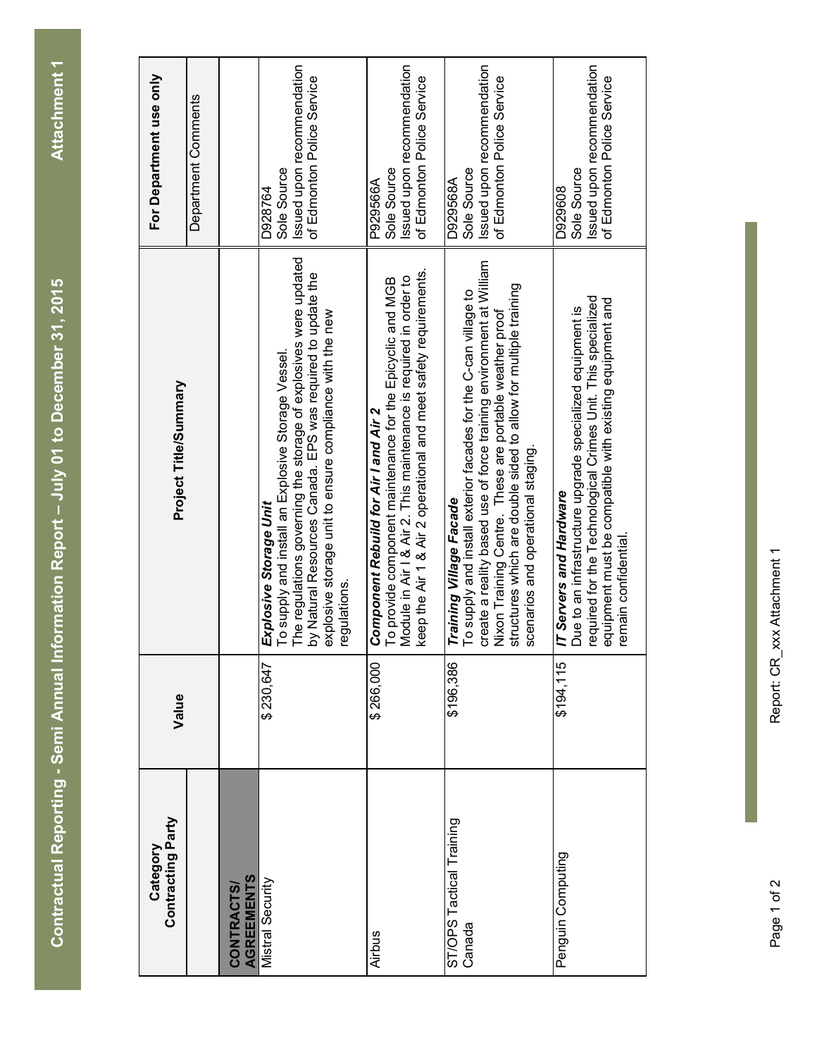# Contractual Reporting - Semi Annual Information Report – July 01 to December 31, 2015

**Attachment 1**

| Category<br>Contracting Party | Value | Project Title/Summary | For Department use only<br>Department Comments |
|---|---|---|---|
| **CONTRACTS/ AGREEMENTS** | | | |
| Mistral Security | $ 230,647 | ***Explosive Storage Unit***<br>To supply and install an Explosive Storage Vessel.<br>The regulations governing the storage of explosives were updated by Natural Resources Canada. EPS was required to update the explosive storage unit to ensure compliance with the new regulations. | D928764<br>Sole Source<br>Issued upon recommendation of Edmonton Police Service |
| Airbus | $ 266,000 | ***Component Rebuild for Air I and Air 2***<br>To provide component maintenance for the Epicyclic and MGB Module in Air I & Air 2. This maintenance is required in order to keep the Air 1 & Air 2 operational and meet safety requirements. | P929566A<br>Sole Source<br>Issued upon recommendation of Edmonton Police Service |
| ST/OPS Tactical Training Canada | $196,386 | ***Training Village Facade***<br>To supply and install exterior facades for the C-can village to create a reality based use of force training environment at William Nixon Training Centre. These are portable weather proof structures which are double sided to allow for multiple training scenarios and operational staging. | D929568A<br>Sole Source<br>Issued upon recommendation of Edmonton Police Service |
| Penguin Computing | $194,115 | ***IT Servers and Hardware***<br>Due to an infrastructure upgrade specialized equipment is required for the Technological Crimes Unit. This specialized equipment must be compatible with existing equipment and remain confidential. | D929608<br>Sole Source<br>Issued upon recommendation of Edmonton Police Service |

Report: CR_xxx Attachment 1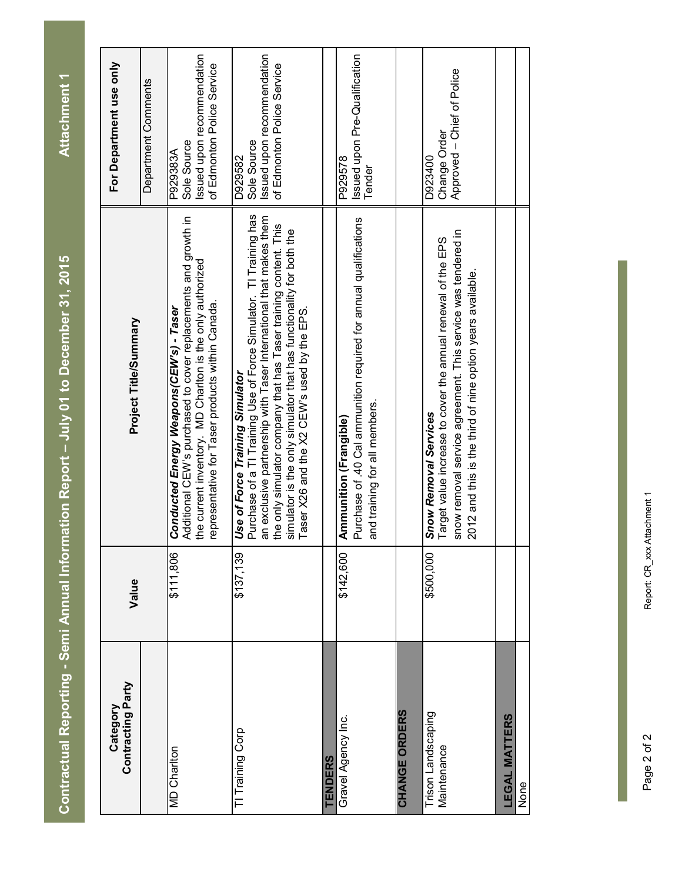# Contractual Reporting - Semi Annual Information Report – July 01 to December 31, 2015

## Attachment 1

| Category<br>Contracting Party | Value | Project Title/Summary | For Department use only<br>Department Comments |
|---|---|---|---|
| MD Charlton | $111,806 | ***Conducted Energy Weapons(CEW's) - Taser***<br>Additional CEW's purchased to cover replacements and growth in the current inventory. MD Charlton is the only authorized representative for Taser products within Canada. | P929383A<br>Sole Source<br>Issued upon recommendation of Edmonton Police Service |
| TI Training Corp | $137,139 | ***Use of Force Training Simulator***<br>Purchase of a TI Training Use of Force Simulator. TI Training has an exclusive partnership with Taser International that makes them the only simulator company that has Taser training content. This simulator is the only simulator that has functionality for both the Taser X26 and the X2 CEW's used by the EPS. | D929582<br>Sole Source<br>Issued upon recommendation of Edmonton Police Service |
| **TENDERS** | | | |
| Gravel Agency Inc. | $142,600 | **Ammunition (Frangible)**<br>Purchase of .40 Cal ammunition required for annual qualifications and training for all members. | P929578<br>Issued upon Pre-Qualification Tender |
| **CHANGE ORDERS** | | | |
| Trison Landscaping Maintenance | $500,000 | ***Snow Removal Services***<br>Target value increase to cover the annual renewal of the EPS snow removal service agreement. This service was tendered in 2012 and this is the third of nine option years available. | D923400<br>Change Order<br>Approved – Chief of Police |
| **LEGAL MATTERS** | | | |
| None | | | |

Report: CR_xxx Attachment 1